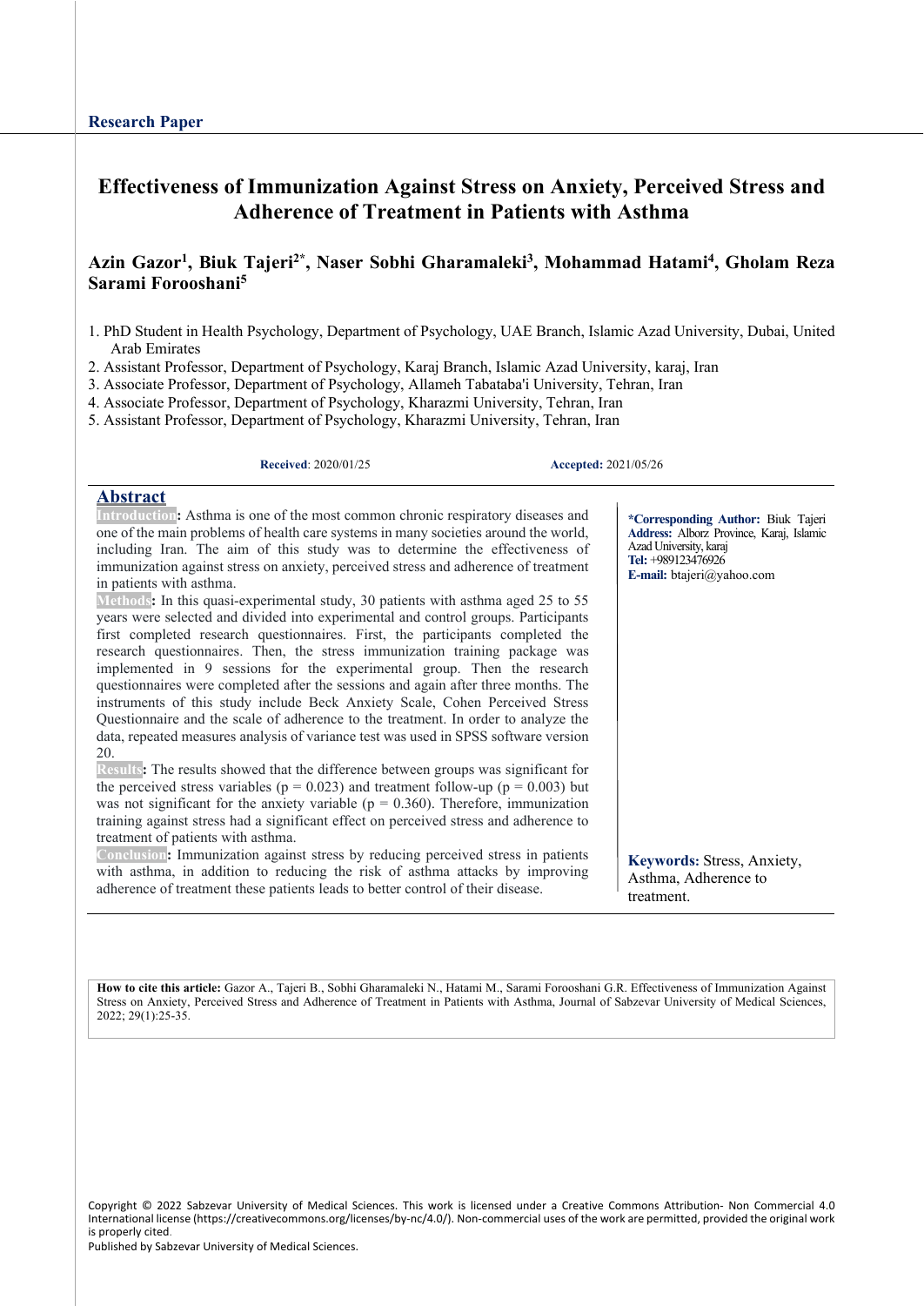**Research Paper**

# Effectiveness of Immunization Against Stress on Anxiety, Perceived Stress and Adherence of Treatment in Patients with Asthma

**Azin Gazor[1], Biuk Tajeri[2*], Naser Sobhi Gharamaleki[3], Mohammad Hatami[4], Gholam Reza Sarami Forooshani[5]**

1. PhD Student in Health Psychology, Department of Psychology, UAE Branch, Islamic Azad University, Dubai, United Arab Emirates
2. Assistant Professor, Department of Psychology, Karaj Branch, Islamic Azad University, karaj, Iran
3. Associate Professor, Department of Psychology, Allameh Tabataba'i University, Tehran, Iran
4. Associate Professor, Department of Psychology, Kharazmi University, Tehran, Iran
5. Assistant Professor, Department of Psychology, Kharazmi University, Tehran, Iran

**Received**: 2020/01/25 **Accepted:** 2021/05/26

## Abstract

**Introduction:** Asthma is one of the most common chronic respiratory diseases and one of the main problems of health care systems in many societies around the world, including Iran. The aim of this study was to determine the effectiveness of immunization against stress on anxiety, perceived stress and adherence of treatment in patients with asthma.

**Methods:** In this quasi-experimental study, 30 patients with asthma aged 25 to 55 years were selected and divided into experimental and control groups. Participants first completed research questionnaires. First, the participants completed the research questionnaires. Then, the stress immunization training package was implemented in 9 sessions for the experimental group. Then the research questionnaires were completed after the sessions and again after three months. The instruments of this study include Beck Anxiety Scale, Cohen Perceived Stress Questionnaire and the scale of adherence to the treatment. In order to analyze the data, repeated measures analysis of variance test was used in SPSS software version 20.

**Results:** The results showed that the difference between groups was significant for the perceived stress variables ($p = 0.023$) and treatment follow-up ($p = 0.003$) but was not significant for the anxiety variable ($p = 0.360$). Therefore, immunization training against stress had a significant effect on perceived stress and adherence to treatment of patients with asthma.

**Conclusion:** Immunization against stress by reducing perceived stress in patients with asthma, in addition to reducing the risk of asthma attacks by improving adherence of treatment these patients leads to better control of their disease.

**Keywords:** Stress, Anxiety, Asthma, Adherence to treatment.

**\*Corresponding Author:** Biuk Tajeri
**Address:** Alborz Province, Karaj, Islamic Azad University, karaj
**Tel:** +989123476926
**E-mail:** btajeri@yahoo.com

**How to cite this article:** Gazor A., Tajeri B., Sobhi Gharamaleki N., Hatami M., Sarami Forooshani G.R. Effectiveness of Immunization Against Stress on Anxiety, Perceived Stress and Adherence of Treatment in Patients with Asthma, Journal of Sabzevar University of Medical Sciences, 2022; 29(1):25-35.

Copyright © 2022 Sabzevar University of Medical Sciences. This work is licensed under a Creative Commons Attribution- Non Commercial 4.0 International license (https://creativecommons.org/licenses/by-nc/4.0/). Non-commercial uses of the work are permitted, provided the original work is properly cited.
Published by Sabzevar University of Medical Sciences.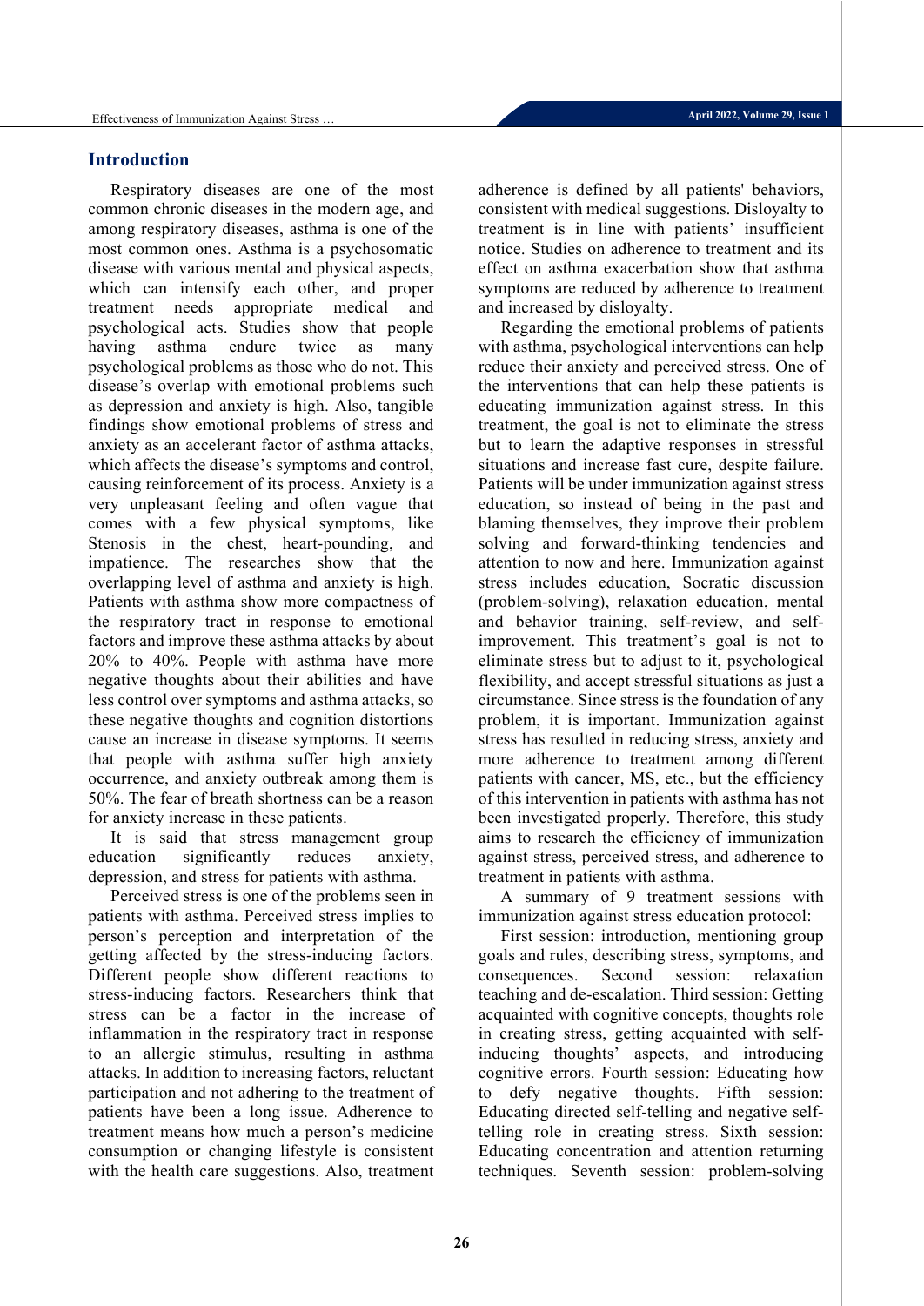## Introduction

Respiratory diseases are one of the most common chronic diseases in the modern age, and among respiratory diseases, asthma is one of the most common ones. Asthma is a psychosomatic disease with various mental and physical aspects, which can intensify each other, and proper treatment needs appropriate medical and psychological acts. Studies show that people having asthma endure twice as many psychological problems as those who do not. This disease's overlap with emotional problems such as depression and anxiety is high. Also, tangible findings show emotional problems of stress and anxiety as an accelerant factor of asthma attacks, which affects the disease's symptoms and control, causing reinforcement of its process. Anxiety is a very unpleasant feeling and often vague that comes with a few physical symptoms, like Stenosis in the chest, heart-pounding, and impatience. The researches show that the overlapping level of asthma and anxiety is high. Patients with asthma show more compactness of the respiratory tract in response to emotional factors and improve these asthma attacks by about 20% to 40%. People with asthma have more negative thoughts about their abilities and have less control over symptoms and asthma attacks, so these negative thoughts and cognition distortions cause an increase in disease symptoms. It seems that people with asthma suffer high anxiety occurrence, and anxiety outbreak among them is 50%. The fear of breath shortness can be a reason for anxiety increase in these patients.

It is said that stress management group education significantly reduces anxiety, depression, and stress for patients with asthma.

Perceived stress is one of the problems seen in patients with asthma. Perceived stress implies to person's perception and interpretation of the getting affected by the stress-inducing factors. Different people show different reactions to stress-inducing factors. Researchers think that stress can be a factor in the increase of inflammation in the respiratory tract in response to an allergic stimulus, resulting in asthma attacks. In addition to increasing factors, reluctant participation and not adhering to the treatment of patients have been a long issue. Adherence to treatment means how much a person's medicine consumption or changing lifestyle is consistent with the health care suggestions. Also, treatment adherence is defined by all patients' behaviors, consistent with medical suggestions. Disloyalty to treatment is in line with patients' insufficient notice. Studies on adherence to treatment and its effect on asthma exacerbation show that asthma symptoms are reduced by adherence to treatment and increased by disloyalty.

Regarding the emotional problems of patients with asthma, psychological interventions can help reduce their anxiety and perceived stress. One of the interventions that can help these patients is educating immunization against stress. In this treatment, the goal is not to eliminate the stress but to learn the adaptive responses in stressful situations and increase fast cure, despite failure. Patients will be under immunization against stress education, so instead of being in the past and blaming themselves, they improve their problem solving and forward-thinking tendencies and attention to now and here. Immunization against stress includes education, Socratic discussion (problem-solving), relaxation education, mental and behavior training, self-review, and self-improvement. This treatment's goal is not to eliminate stress but to adjust to it, psychological flexibility, and accept stressful situations as just a circumstance. Since stress is the foundation of any problem, it is important. Immunization against stress has resulted in reducing stress, anxiety and more adherence to treatment among different patients with cancer, MS, etc., but the efficiency of this intervention in patients with asthma has not been investigated properly. Therefore, this study aims to research the efficiency of immunization against stress, perceived stress, and adherence to treatment in patients with asthma.

A summary of 9 treatment sessions with immunization against stress education protocol:

First session: introduction, mentioning group goals and rules, describing stress, symptoms, and consequences. Second session: relaxation teaching and de-escalation. Third session: Getting acquainted with cognitive concepts, thoughts role in creating stress, getting acquainted with self-inducing thoughts' aspects, and introducing cognitive errors. Fourth session: Educating how to defy negative thoughts. Fifth session: Educating directed self-telling and negative self-telling role in creating stress. Sixth session: Educating concentration and attention returning techniques. Seventh session: problem-solving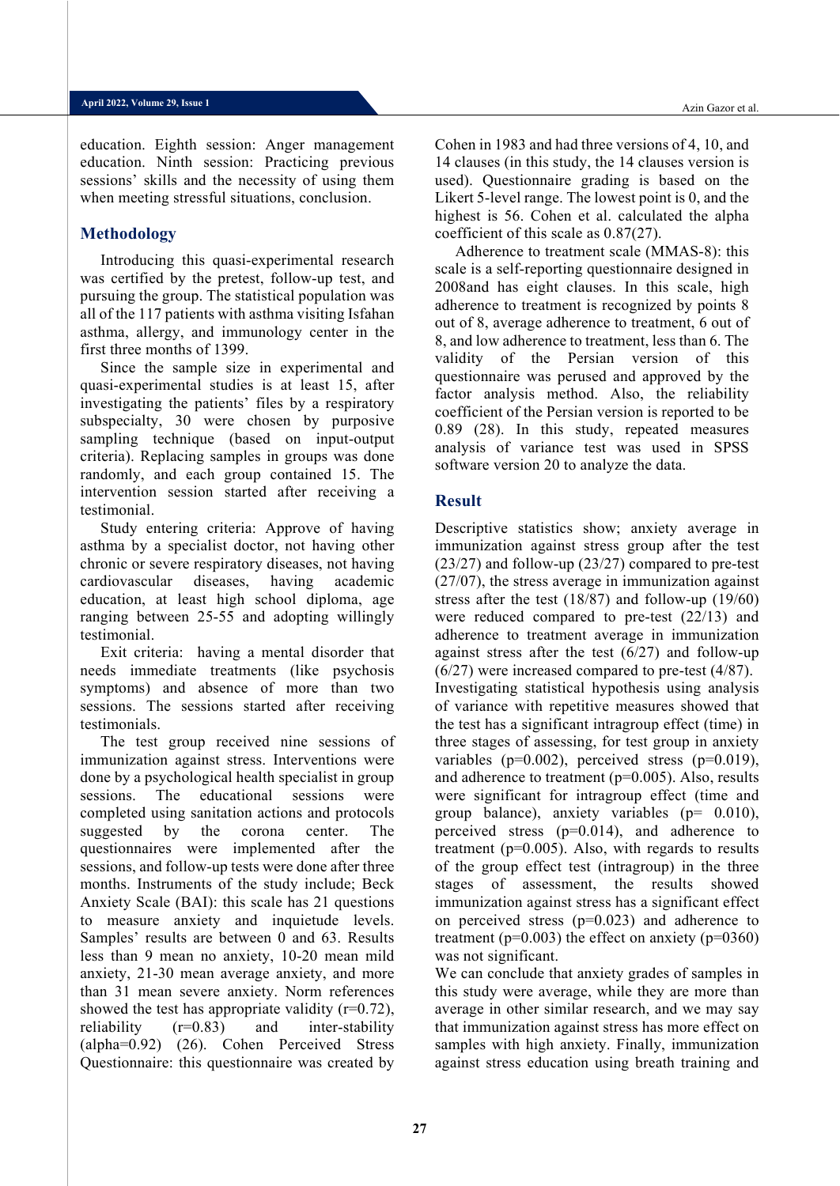education. Eighth session: Anger management education. Ninth session: Practicing previous sessions' skills and the necessity of using them when meeting stressful situations, conclusion.

## Methodology

Introducing this quasi-experimental research was certified by the pretest, follow-up test, and pursuing the group. The statistical population was all of the 117 patients with asthma visiting Isfahan asthma, allergy, and immunology center in the first three months of 1399.

Since the sample size in experimental and quasi-experimental studies is at least 15, after investigating the patients' files by a respiratory subspecialty, 30 were chosen by purposive sampling technique (based on input-output criteria). Replacing samples in groups was done randomly, and each group contained 15. The intervention session started after receiving a testimonial.

Study entering criteria: Approve of having asthma by a specialist doctor, not having other chronic or severe respiratory diseases, not having cardiovascular diseases, having academic education, at least high school diploma, age ranging between 25-55 and adopting willingly testimonial.

Exit criteria: having a mental disorder that needs immediate treatments (like psychosis symptoms) and absence of more than two sessions. The sessions started after receiving testimonials.

The test group received nine sessions of immunization against stress. Interventions were done by a psychological health specialist in group sessions. The educational sessions were completed using sanitation actions and protocols suggested by the corona center. The questionnaires were implemented after the sessions, and follow-up tests were done after three months. Instruments of the study include; Beck Anxiety Scale (BAI): this scale has 21 questions to measure anxiety and inquietude levels. Samples' results are between 0 and 63. Results less than 9 mean no anxiety, 10-20 mean mild anxiety, 21-30 mean average anxiety, and more than 31 mean severe anxiety. Norm references showed the test has appropriate validity (r=0.72), reliability (r=0.83) and inter-stability (alpha=0.92) (26). Cohen Perceived Stress Questionnaire: this questionnaire was created by Cohen in 1983 and had three versions of 4, 10, and 14 clauses (in this study, the 14 clauses version is used). Questionnaire grading is based on the Likert 5-level range. The lowest point is 0, and the highest is 56. Cohen et al. calculated the alpha coefficient of this scale as 0.87(27).

Adherence to treatment scale (MMAS-8): this scale is a self-reporting questionnaire designed in 2008and has eight clauses. In this scale, high adherence to treatment is recognized by points 8 out of 8, average adherence to treatment, 6 out of 8, and low adherence to treatment, less than 6. The validity of the Persian version of this questionnaire was perused and approved by the factor analysis method. Also, the reliability coefficient of the Persian version is reported to be 0.89 (28). In this study, repeated measures analysis of variance test was used in SPSS software version 20 to analyze the data.

## Result

Descriptive statistics show; anxiety average in immunization against stress group after the test (23/27) and follow-up (23/27) compared to pre-test (27/07), the stress average in immunization against stress after the test (18/87) and follow-up (19/60) were reduced compared to pre-test (22/13) and adherence to treatment average in immunization against stress after the test (6/27) and follow-up (6/27) were increased compared to pre-test (4/87). Investigating statistical hypothesis using analysis of variance with repetitive measures showed that the test has a significant intragroup effect (time) in three stages of assessing, for test group in anxiety variables (p=0.002), perceived stress (p=0.019), and adherence to treatment (p=0.005). Also, results were significant for intragroup effect (time and group balance), anxiety variables (p= 0.010), perceived stress (p=0.014), and adherence to treatment (p=0.005). Also, with regards to results of the group effect test (intragroup) in the three stages of assessment, the results showed immunization against stress has a significant effect on perceived stress (p=0.023) and adherence to treatment (p=0.003) the effect on anxiety (p=0360) was not significant.

We can conclude that anxiety grades of samples in this study were average, while they are more than average in other similar research, and we may say that immunization against stress has more effect on samples with high anxiety. Finally, immunization against stress education using breath training and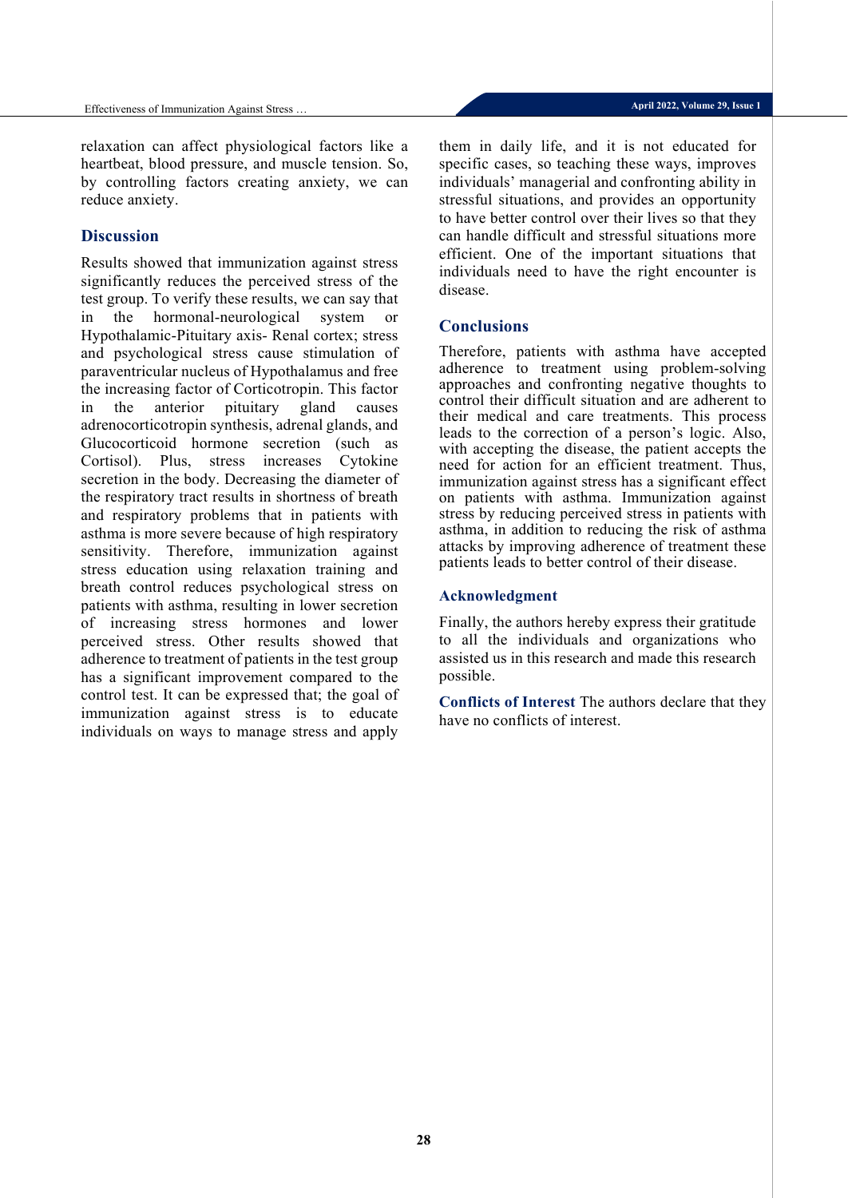relaxation can affect physiological factors like a heartbeat, blood pressure, and muscle tension. So, by controlling factors creating anxiety, we can reduce anxiety.

## Discussion

Results showed that immunization against stress significantly reduces the perceived stress of the test group. To verify these results, we can say that in the hormonal-neurological system or Hypothalamic-Pituitary axis- Renal cortex; stress and psychological stress cause stimulation of paraventricular nucleus of Hypothalamus and free the increasing factor of Corticotropin. This factor in the anterior pituitary gland causes adrenocorticotropin synthesis, adrenal glands, and Glucocorticoid hormone secretion (such as Cortisol). Plus, stress increases Cytokine secretion in the body. Decreasing the diameter of the respiratory tract results in shortness of breath and respiratory problems that in patients with asthma is more severe because of high respiratory sensitivity. Therefore, immunization against stress education using relaxation training and breath control reduces psychological stress on patients with asthma, resulting in lower secretion of increasing stress hormones and lower perceived stress. Other results showed that adherence to treatment of patients in the test group has a significant improvement compared to the control test. It can be expressed that; the goal of immunization against stress is to educate individuals on ways to manage stress and apply them in daily life, and it is not educated for specific cases, so teaching these ways, improves individuals' managerial and confronting ability in stressful situations, and provides an opportunity to have better control over their lives so that they can handle difficult and stressful situations more efficient. One of the important situations that individuals need to have the right encounter is disease.

## Conclusions

Therefore, patients with asthma have accepted adherence to treatment using problem-solving approaches and confronting negative thoughts to control their difficult situation and are adherent to their medical and care treatments. This process leads to the correction of a person's logic. Also, with accepting the disease, the patient accepts the need for action for an efficient treatment. Thus, immunization against stress has a significant effect on patients with asthma. Immunization against stress by reducing perceived stress in patients with asthma, in addition to reducing the risk of asthma attacks by improving adherence of treatment these patients leads to better control of their disease.

### Acknowledgment

Finally, the authors hereby express their gratitude to all the individuals and organizations who assisted us in this research and made this research possible.

**Conflicts of Interest** The authors declare that they have no conflicts of interest.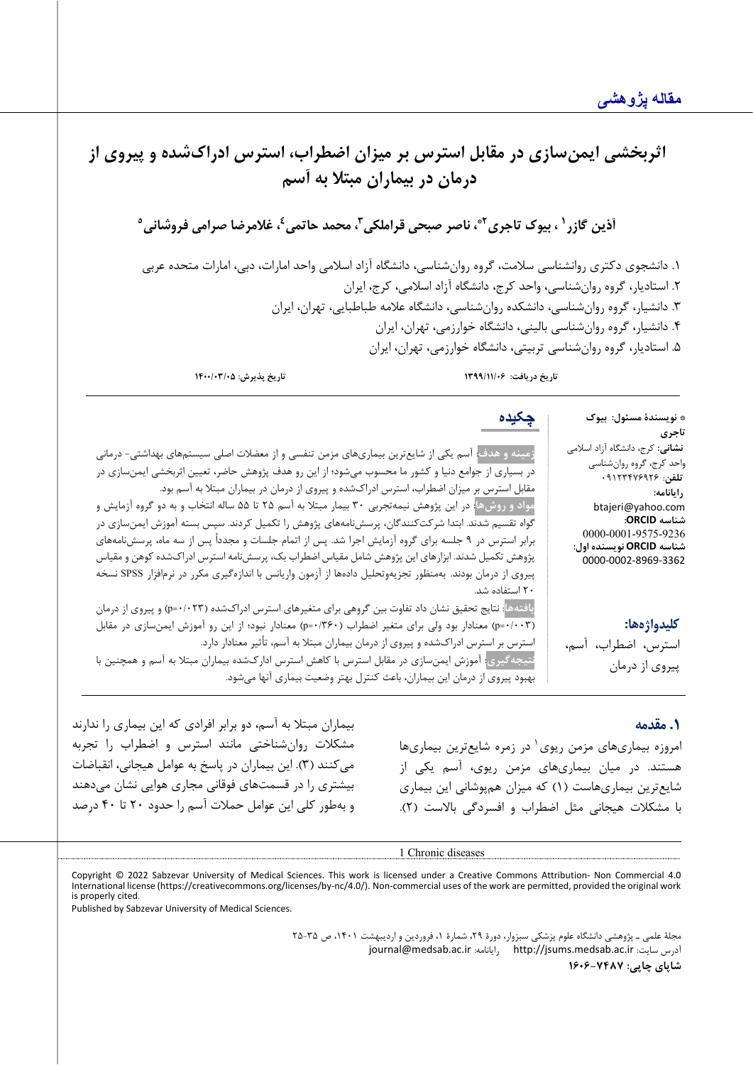مقاله پژوهشی

# اثربخشی ایمن‌سازی در مقابل استرس بر میزان اضطراب، استرس ادراک‌شده و پیروی از درمان در بیماران مبتلا به آسم

**آذین گازر[1]، بیوک تاجری[2*]، ناصر صبحی قراملکی[3]، محمد حاتمی[4]، غلامرضا صرامی فروشانی[5]**

۱. دانشجوی دکتری روانشناسی سلامت، گروه روان‌شناسی، دانشگاه آزاد اسلامی واحد امارات، دبی، امارات متحده عربی
۲. استادیار، گروه روان‌شناسی، واحد کرج، دانشگاه آزاد اسلامی، کرج، ایران
۳. دانشیار، گروه روان‌شناسی، دانشکده روان‌شناسی، دانشگاه علامه طباطبایی، تهران، ایران
۴. دانشیار، گروه روان‌شناسی بالینی، دانشگاه خوارزمی، تهران، ایران
۵. استادیار، گروه روان‌شناسی تربیتی، دانشگاه خوارزمی، تهران، ایران

**تاریخ دریافت: ۱۳۹۹/۱۱/۰۶** **تاریخ پذیرش: ۱۴۰۰/۰۳/۰۵**

\* **نویسندهٔ مسئول: بیوک تاجری**
**نشانی:** کرج، دانشگاه آزاد اسلامی واحد کرج، گروه روان‌شناسی
**تلفن:** ۰۹۱۲۳۴۷۶۹۲۶
**رایانامه:** btajeri@yahoo.com
**شناسه ORCID:** 0000-0001-9575-9236
**شناسه ORCID نویسنده اول:** 0000-0002-8969-3362

## چکیده

**زمینه و هدف:** آسم یکی از شایع‌ترین بیماری‌های مزمن تنفسی و از معضلات اصلی سیستم‌های بهداشتی- درمانی در بسیاری از جوامع دنیا و کشور ما محسوب می‌شود؛ از این رو هدف پژوهش حاضر، تعیین اثربخشی ایمن‌سازی در مقابل استرس بر میزان اضطراب، استرس ادراک‌شده و پیروی از درمان در بیماران مبتلا به آسم بود.

**مواد و روش‌ها:** در این پژوهش نیمه‌تجربی ۳۰ بیمار مبتلا به آسم ۲۵ تا ۵۵ ساله انتخاب و به دو گروه آزمایش و گواه تقسیم شدند. ابتدا شرکت‌کنندگان، پرسش‌نامه‌های پژوهش را تکمیل کردند. سپس بسته آموزش ایمن‌سازی در برابر استرس در ۹ جلسه برای گروه آزمایش اجرا شد. پس از اتمام جلسات و مجدداً پس از سه ماه، پرسش‌نامه‌های پژوهش تکمیل شدند. ابزارهای این پژوهش شامل مقیاس اضطراب بک، پرسش‌نامه استرس ادراک‌شده کوهن و مقیاس پیروی از درمان بودند. به‌منظور تجزیه‌وتحلیل داده‌ها از آزمون واریانس با اندازه‌گیری مکرر در نرم‌افزار SPSS نسخه ۲۰ استفاده شد.

**یافته‌ها:** نتایج تحقیق نشان داد تفاوت بین گروهی برای متغیرهای استرس ادراک‌شده (p=۰/۰۲۳) و پیروی از درمان (p=۰/۰۰۳) معنادار بود ولی برای متغیر اضطراب (p=۰/۳۶۰) معنادار نبود؛ از این رو آموزش ایمن‌سازی در مقابل استرس بر استرس ادراک‌شده و پیروی از درمان بیماران مبتلا به آسم، تأثیر معنادار دارد.

**نتیجه‌گیری:** آموزش ایمن‌سازی در مقابل استرس با کاهش استرس ادارک‌شده بیماران مبتلا به آسم و همچنین با بهبود پیروی از درمان این بیماران، باعث کنترل بهتر وضعیت بیماری آنها می‌شود.

**کلیدواژه‌ها:** استرس، اضطراب، آسم، پیروی از درمان

## ۱. مقدمه

امروزه بیماری‌های مزمن ریوی[1] در زمره شایع‌ترین بیماری‌ها هستند. در میان بیماری‌های مزمن ریوی، آسم یکی از شایع‌ترین بیماری‌هاست (۱) که میزان هم‌پوشانی این بیماری با مشکلات هیجانی مثل اضطراب و افسردگی بالاست (۲).

بیماران مبتلا به آسم، دو برابر افرادی که این بیماری را ندارند مشکلات روان‌شناختی مانند استرس و اضطراب را تجربه می‌کنند (۳). این بیماران در پاسخ به عوامل هیجانی، انقباضات بیشتری را در قسمت‌های فوقانی مجاری هوایی نشان می‌دهند و به‌طور کلی این عوامل حملات آسم را حدود ۲۰ تا ۴۰ درصد

---
1 Chronic diseases

Copyright © 2022 Sabzevar University of Medical Sciences. This work is licensed under a Creative Commons Attribution- Non Commercial 4.0 International license (https://creativecommons.org/licenses/by-nc/4.0/). Non-commercial uses of the work are permitted, provided the original work is properly cited.
Published by Sabzevar University of Medical Sciences.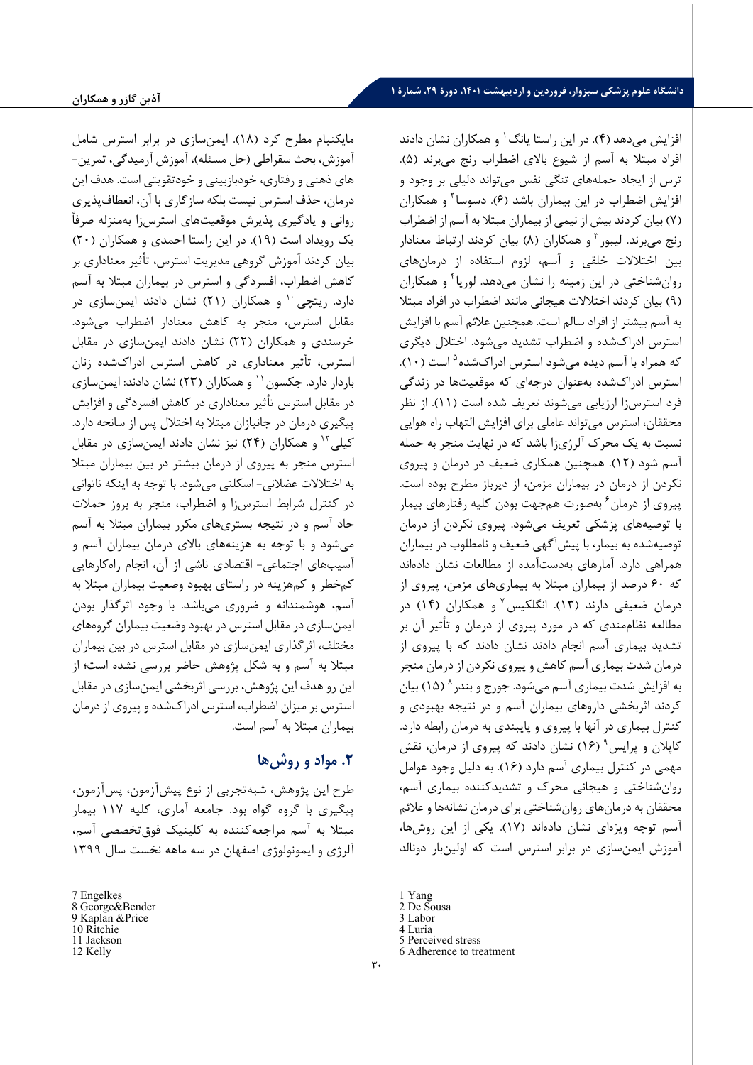افزایش می‌دهد (۴). در این راستا یانگ[1] و همکاران نشان دادند افراد مبتلا به آسم از شیوع بالای اضطراب رنج می‌برند (۵). ترس از ایجاد حمله‌های تنگی نفس می‌تواند دلیلی بر وجود و افزایش اضطراب در این بیماران باشد (۶). دسوسا[2] و همکاران (۷) بیان کردند بیش از نیمی از بیماران مبتلا به آسم از اضطراب رنج می‌برند. لیبور[3] و همکاران (۸) بیان کردند ارتباط معنادار بین اختلالات خلقی و آسم، لزوم استفاده از درمان‌های روان‌شناختی در این زمینه را نشان می‌دهد. لوریا[4] و همکاران (۹) بیان کردند اختلالات هیجانی مانند اضطراب در افراد مبتلا به آسم بیشتر از افراد سالم است. همچنین علائم آسم با افزایش استرس ادراک‌شده و اضطراب تشدید می‌شود. اختلال دیگری که همراه با آسم دیده می‌شود استرس ادراک‌شده[5] است (۱۰). استرس ادراک‌شده به‌عنوان درجه‌ای که موقعیت‌ها در زندگی فرد استرس‌زا ارزیابی می‌شوند تعریف شده است (۱۱). از نظر محققان، استرس می‌تواند عاملی برای افزایش التهاب راه هوایی نسبت به یک محرک آلرژی‌زا باشد که در نهایت منجر به حمله آسم شود (۱۲). همچنین همکاری ضعیف در درمان و پیروی نکردن از درمان در بیماران مزمن، از دیرباز مطرح بوده است. پیروی از درمان[6] به‌صورت هم‌جهت بودن کلیه رفتارهای بیمار با توصیه‌های پزشکی تعریف می‌شود. پیروی نکردن از درمان توصیه‌شده به بیمار، با پیش‌آگهی ضعیف و نامطلوب در بیماران همراهی دارد. آمارهای به‌دست‌آمده از مطالعات نشان داده‌اند که ۶۰ درصد از بیماران مبتلا به بیماری‌های مزمن، پیروی از درمان ضعیفی دارند (۱۳). انگلکیس[7] و همکاران (۱۴) در مطالعه نظام‌مندی که در مورد پیروی از درمان و تأثیر آن بر تشدید بیماری آسم انجام دادند نشان دادند که با پیروی از درمان شدت بیماری آسم کاهش و پیروی نکردن از درمان منجر به افزایش شدت بیماری آسم می‌شود. جورج و بندر[8] (۱۵) بیان کردند اثربخشی داروهای بیماران آسم و در نتیجه بهبودی و کنترل بیماری در آنها با پیروی و پایبندی به درمان رابطه دارد. کاپلان و پرایس[9] (۱۶) نشان دادند که پیروی از درمان، نقش مهمی در کنترل بیماری آسم دارد (۱۶). به دلیل وجود عوامل روان‌شناختی و هیجانی محرک و تشدیدکننده بیماری آسم، محققان به درمان‌های روان‌شناختی برای درمان نشانه‌ها و علائم آسم توجه ویژه‌ای نشان داده‌اند (۱۷). یکی از این روش‌ها، آموزش ایمن‌سازی در برابر استرس است که اولین‌بار دونالد مایکنبام مطرح کرد (۱۸). ایمن‌سازی در برابر استرس شامل آموزش، بحث سقراطی (حل مسئله)، آموزش آرمیدگی، تمرین‌های ذهنی و رفتاری، خودبازبینی و خودتقویتی است. هدف این درمان، حذف استرس نیست بلکه سازگاری با آن، انعطاف‌پذیری روانی و یادگیری پذیرش موقعیت‌های استرس‌زا به‌منزله صرفاً یک رویداد است (۱۹). در این راستا احمدی و همکاران (۲۰) بیان کردند آموزش گروهی مدیریت استرس، تأثیر معناداری بر کاهش اضطراب، افسردگی و استرس در بیماران مبتلا به آسم دارد. ریتچی[10] و همکاران (۲۱) نشان دادند ایمن‌سازی در مقابل استرس، منجر به کاهش معنادار اضطراب می‌شود. خرسندی و همکاران (۲۲) نشان دادند ایمن‌سازی در مقابل استرس، تأثیر معناداری در کاهش استرس ادراک‌شده زنان باردار دارد. جکسون[11] و همکاران (۲۳) نشان دادند: ایمن‌سازی در مقابل استرس تأثیر معناداری در کاهش افسردگی و افزایش پیگیری درمان در جانبازان مبتلا به اختلال پس از سانحه دارد. کیلی[12] و همکاران (۲۴) نیز نشان دادند ایمن‌سازی در مقابل استرس منجر به پیروی بیشتر از درمان در بین بیماران مبتلا به اختلالات عضلانی- اسکلتی می‌شود. با توجه به اینکه ناتوانی در کنترل شرایط استرس‌زا و اضطراب، منجر به بروز حملات حاد آسم و در نتیجه بستری‌های مکرر بیماران مبتلا به آسم می‌شود و با توجه به هزینه‌های بالای درمان بیماران آسم و آسیب‌های اجتماعی- اقتصادی ناشی از آن، انجام راه‌کارهایی کم‌خطر و کم‌هزینه در راستای بهبود وضعیت بیماران مبتلا به آسم، هوشمندانه و ضروری می‌باشد. با وجود اثرگذار بودن ایمن‌سازی در مقابل استرس در بهبود وضعیت بیماران گروه‌های مختلف، اثرگذاری ایمن‌سازی در مقابل استرس در بین بیماران مبتلا به آسم و به شکل پژوهش حاضر بررسی نشده است؛ از این رو هدف این پژوهش، بررسی اثربخشی ایمن‌سازی در مقابل استرس بر میزان اضطراب، استرس ادراک‌شده و پیروی از درمان بیماران مبتلا به آسم است.

## ۲. مواد و روش‌ها

طرح این پژوهش، شبه‌تجربی از نوع پیش‌آزمون، پس‌آزمون، پیگیری با گروه گواه بود. جامعه آماری، کلیه ۱۱۷ بیمار مبتلا به آسم مراجعه‌کننده به کلینیک فوق‌تخصصی آسم، آلرژی و ایمونولوژی اصفهان در سه ماهه نخست سال ۱۳۹۹

---

1 Yang
2 De Sousa
3 Labor
4 Luria
5 Perceived stress
6 Adherence to treatment
7 Engelkes
8 George&Bender
9 Kaplan &Price
10 Ritchie
11 Jackson
12 Kelly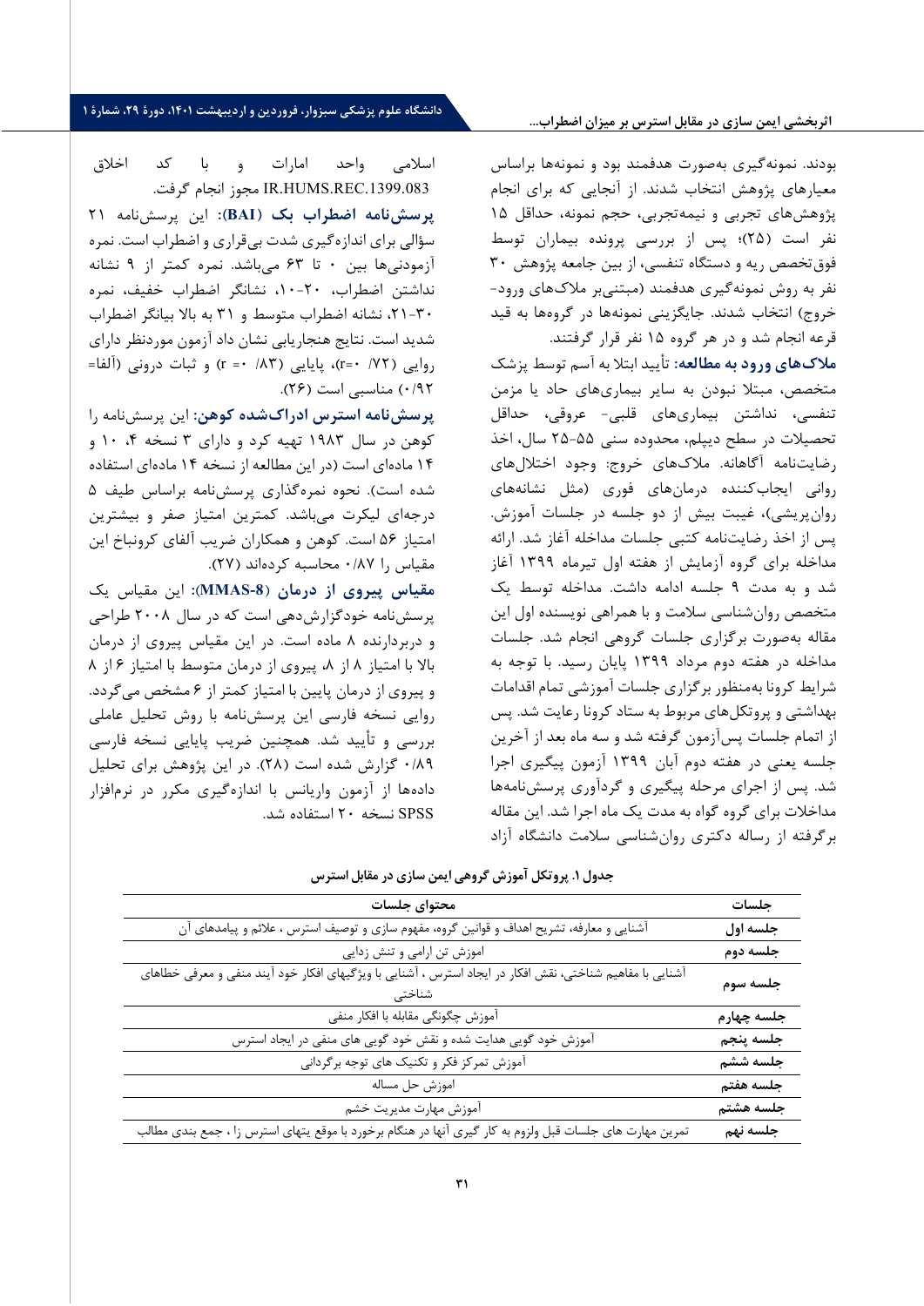بودند. نمونه‌گیری به‌صورت هدفمند بود و نمونه‌ها براساس معیارهای پژوهش انتخاب شدند. از آنجایی که برای انجام پژوهش‌های تجربی و نیمه‌تجربی، حجم نمونه، حداقل ۱۵ نفر است (۲۵)؛ پس از بررسی پرونده بیماران توسط فوق‌تخصص ریه و دستگاه تنفسی، از بین جامعه پژوهش ۳۰ نفر به روش نمونه‌گیری هدفمند (مبتنی‌بر ملاک‌های ورود-خروج) انتخاب شدند. جایگزینی نمونه‌ها در گروه‌ها به قید قرعه انجام شد و در هر گروه ۱۵ نفر قرار گرفتند.

**ملاک‌های ورود به مطالعه:** تأیید ابتلا به آسم توسط پزشک متخصص، مبتلا نبودن به سایر بیماری‌های حاد یا مزمن تنفسی، نداشتن بیماری‌های قلبی- عروقی، حداقل تحصیلات در سطح دیپلم، محدوده سنی ۵۵-۲۵ سال، اخذ رضایت‌نامه آگاهانه. ملاک‌های خروج: وجود اختلال‌های روانی ایجاب‌کننده درمان‌های فوری (مثل نشانه‌های روان‌پریشی)، غیبت بیش از دو جلسه در جلسات آموزش. پس از اخذ رضایت‌نامه کتبی جلسات مداخله آغاز شد. ارائه مداخله برای گروه آزمایش از هفته اول تیرماه ۱۳۹۹ آغاز شد و به مدت ۹ جلسه ادامه داشت. مداخله توسط یک متخصص روان‌شناسی سلامت و با همراهی نویسنده اول این مقاله به‌صورت برگزاری جلسات گروهی انجام شد. جلسات مداخله در هفته دوم مرداد ۱۳۹۹ پایان رسید. با توجه به شرایط کرونا به‌منظور برگزاری جلسات آموزشی تمام اقدامات بهداشتی و پروتکل‌های مربوط به ستاد کرونا رعایت شد. پس از اتمام جلسات پس‌آزمون گرفته شد و سه ماه بعد از آخرین جلسه یعنی در هفته دوم آبان ۱۳۹۹ آزمون پیگیری اجرا شد. پس از اجرای مرحله پیگیری و گردآوری پرسش‌نامه‌ها مداخلات برای گروه گواه به مدت یک ماه اجرا شد. این مقاله برگرفته از رساله دکتری روان‌شناسی سلامت دانشگاه آزاد اسلامی واحد امارات و با کد اخلاق IR.HUMS.REC.1399.083 مجوز انجام گرفت.

**پرسش‌نامه اضطراب بک (BAI):** این پرسش‌نامه ۲۱ سؤالی برای اندازه‌گیری شدت بی‌قراری و اضطراب است. نمره آزمودنی‌ها بین ۰ تا ۶۳ می‌باشد. نمره کمتر از ۹ نشانه نداشتن اضطراب، ۲۰-۱۰، نشانگر اضطراب خفیف، نمره ۳۰-۲۱، نشانه اضطراب متوسط و ۳۱ به بالا بیانگر اضطراب شدید است. نتایج هنجاریابی نشان داد آزمون موردنظر دارای روایی (۰/۷۲ =r)، پایایی (۰/۸۳ =r) و ثبات درونی (آلفا= ۰/۹۲) مناسبی است (۲۶).

**پرسش‌نامه استرس ادراک‌شده کوهن:** این پرسش‌نامه را کوهن در سال ۱۹۸۳ تهیه کرد و دارای ۳ نسخه ۴، ۱۰ و ۱۴ ماده‌ای است (در این مطالعه از نسخه ۱۴ ماده‌ای استفاده شده است). نحوه نمره‌گذاری پرسش‌نامه براساس طیف ۵ درجه‌ای لیکرت می‌باشد. کمترین امتیاز صفر و بیشترین امتیاز ۵۶ است. کوهن و همکاران ضریب آلفای کرونباخ این مقیاس را ۰/۸۷ محاسبه کرده‌اند (۲۷).

**مقیاس پیروی از درمان (MMAS-8):** این مقیاس یک پرسش‌نامه خودگزارش‌دهی است که در سال ۲۰۰۸ طراحی و دربردارنده ۸ ماده است. در این مقیاس پیروی از درمان بالا با امتیاز ۸ از ۸، پیروی از درمان متوسط با امتیاز ۶ از ۸ و پیروی از درمان پایین با امتیاز کمتر از ۶ مشخص می‌گردد. روایی نسخه فارسی این پرسش‌نامه با روش تحلیل عاملی بررسی و تأیید شد. همچنین ضریب پایایی نسخه فارسی ۰/۸۹ گزارش شده است (۲۸). در این پژوهش برای تحلیل داده‌ها از آزمون واریانس با اندازه‌گیری مکرر در نرم‌افزار SPSS نسخه ۲۰ استفاده شد.

**جدول ۱. پروتکل آموزش گروهی ایمن سازی در مقابل استرس**

| جلسات | محتوای جلسات |
|---|---|
| **جلسه اول** | آشنایی و معارفه، تشریح اهداف و قوانین گروه، مفهوم سازی و توصیف استرس ، علائم و پیامدهای آن |
| **جلسه دوم** | اموزش تن ارامی و تنش زدایی |
| **جلسه سوم** | آشنایی با مفاهیم شناختی، نقش افکار در ایجاد استرس ، آشنایی با ویژگیهای افکار خود آیند منفی و معرفی خطاهای شناختی |
| **جلسه چهارم** | آموزش چگونگی مقابله با افکار منفی |
| **جلسه پنجم** | آموزش خود گویی هدایت شده و نقش خود گویی های منفی در ایجاد استرس |
| **جلسه ششم** | آموزش تمرکز فکر و تکنیک های توجه برگردانی |
| **جلسه هفتم** | اموزش حل مساله |
| **جلسه هشتم** | آموزش مهارت مدیریت خشم |
| **جلسه نهم** | تمرین مهارت های جلسات قبل ولزوم به کار گیری آنها در هنگام برخورد با موقع یتهای استرس زا ، جمع بندی مطالب |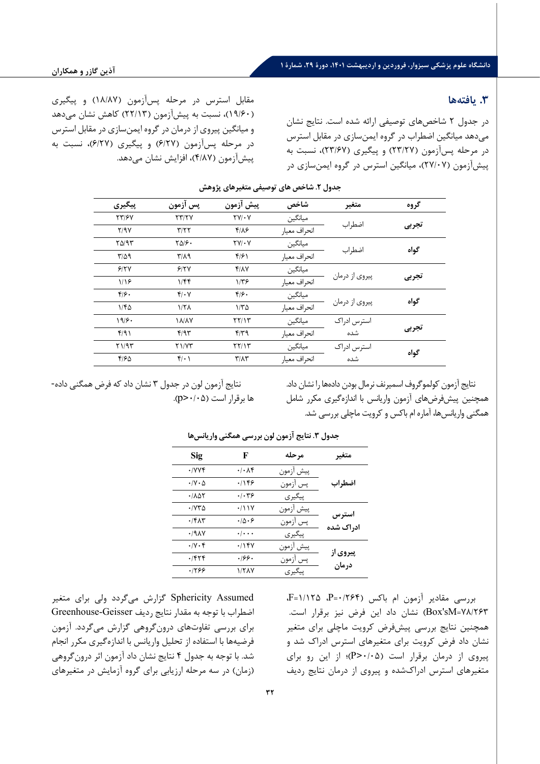## ۳. یافته‌ها

در جدول ۲ شاخص‌های توصیفی ارائه شده است. نتایج نشان می‌دهد میانگین اضطراب در گروه ایمن‌سازی در مقابل استرس در مرحله پس‌آزمون (۲۳/۲۷) و پیگیری (۲۳/۶۷)، نسبت به پیش‌آزمون (۲۷/۰۷)، میانگین استرس در گروه ایمن‌سازی در مقابل استرس در مرحله پس‌آزمون (۱۸/۸۷) و پیگیری (۱۹/۶۰)، نسبت به پیش‌آزمون (۲۲/۱۳) کاهش نشان می‌دهد و میانگین پیروی از درمان در گروه ایمن‌سازی در مقابل استرس در مرحله پس‌آزمون (۶/۲۷) و پیگیری (۶/۲۷)، نسبت به پیش‌آزمون (۴/۸۷)، افزایش نشان می‌دهد.

**جدول ۲. شاخص های توصیفی متغیرهای پژوهش**

| گروه | متغیر | شاخص | پیش آزمون | پس آزمون | پیگیری |
|---|---|---|---|---|---|
| تجربی | اضطراب | میانگین | ۲۷/۰۷ | ۲۳/۲۷ | ۲۳/۶۷ |
| | | انحراف معیار | ۴/۸۶ | ۳/۲۲ | ۲/۹۷ |
| گواه | اضطراب | میانگین | ۲۷/۰۷ | ۲۵/۶۰ | ۲۵/۹۳ |
| | | انحراف معیار | ۴/۶۱ | ۳/۸۹ | ۳/۵۹ |
| تجربی | پیروی از درمان | میانگین | ۴/۸۷ | ۶/۲۷ | ۶/۲۷ |
| | | انحراف معیار | ۱/۳۶ | ۱/۴۴ | ۱/۱۶ |
| گواه | پیروی از درمان | میانگین | ۴/۶۰ | ۴/۰۷ | ۴/۶۰ |
| | | انحراف معیار | ۱/۳۵ | ۱/۲۸ | ۱/۴۵ |
| تجربی | استرس ادراک شده | میانگین | ۲۲/۱۳ | ۱۸/۸۷ | ۱۹/۶۰ |
| | | انحراف معیار | ۴/۳۹ | ۴/۹۳ | ۴/۹۱ |
| گواه | استرس ادراک شده | میانگین | ۲۲/۱۳ | ۲۱/۷۳ | ۲۱/۹۳ |
| | | انحراف معیار | ۳/۸۳ | ۴/۰۱ | ۴/۶۵ |

نتایج آزمون کولموگروف اسمیرنف نرمال بودن داده‌ها را نشان داد. همچنین پیش‌فرض‌های آزمون واریانس با اندازه‌گیری مکرر شامل همگنی واریانس‌ها، آماره ام باکس و کرویت ماچلی بررسی شد.

نتایج آزمون لون در جدول ۳ نشان داد که فرض همگنی داده‌ها برقرار است (p>۰/۰۵).

**جدول ۳. نتایج آزمون لون بررسی همگنی واریانس‌ها**

| متغیر | مرحله | F | Sig |
|---|---|---|---|
| اضطراب | پیش آزمون | ۰/۰۸۴ | ۰/۷۷۴ |
| | پس آزمون | ۰/۱۴۶ | ۰/۷۰۵ |
| | پیگیری | ۰/۰۳۶ | ۰/۸۵۲ |
| استرس ادراک شده | پیش آزمون | ۰/۱۱۷ | ۰/۷۳۵ |
| | پس آزمون | ۰/۵۰۶ | ۰/۴۸۳ |
| | پیگیری | ۰/۰۰۰ | ۰/۹۸۷ |
| پیروی از درمان | پیش آزمون | ۰/۱۴۷ | ۰/۷۰۴ |
| | پس آزمون | ۰/۶۶۰ | ۰/۴۲۴ |
| | پیگیری | ۱/۲۸۷ | ۰/۲۶۶ |

بررسی مقادیر آزمون ام باکس (P=۰/۲۶۴، F=۱/۱۲۵، Box'sM=۷۸/۲۶۳) نشان داد این فرض نیز برقرار است. همچنین نتایج بررسی پیش‌فرض کرویت ماچلی برای متغیر نشان داد فرض کرویت برای متغیرهای استرس ادراک شده و پیروی از درمان برقرار است (P>۰/۰۵)؛ از این رو برای متغیرهای استرس ادراک‌شده و پیروی از درمان نتایج ردیف Sphericity Assumed گزارش می‌گردد ولی برای متغیر اضطراب با توجه به مقدار نتایج ردیف Greenhouse-Geisser برای بررسی تفاوت‌های درون‌گروهی گزارش می‌گردد. آزمون فرضیه‌ها با استفاده از تحلیل واریانس با اندازه‌گیری مکرر انجام شد. با توجه به جدول ۴ نتایج نشان داد آزمون اثر درون‌گروهی (زمان) در سه مرحله ارزیابی برای گروه آزمایش در متغیرهای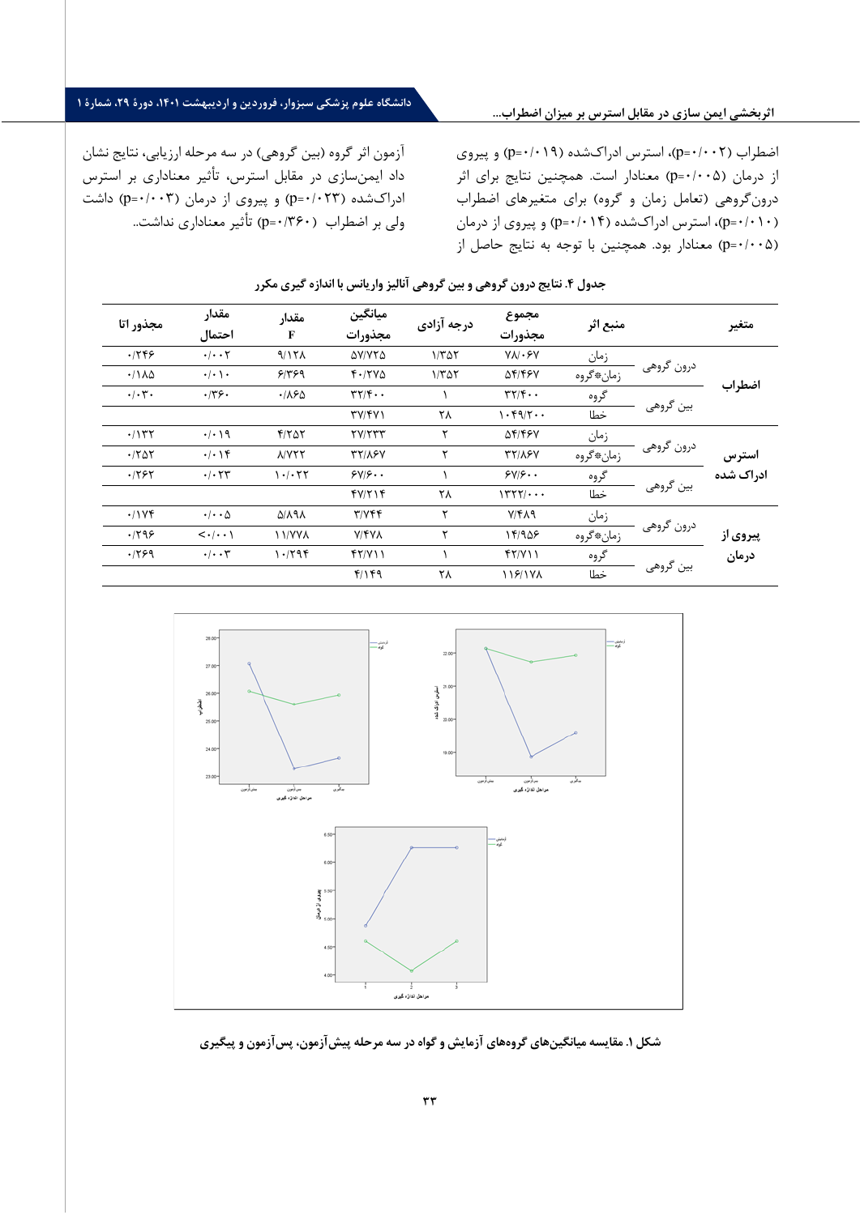اضطراب (p=۰/۰۰۲)، استرس ادراک‌شده (p=۰/۰۱۹) و پیروی از درمان (p=۰/۰۰۵) معنادار است. همچنین نتایج برای اثر درون‌گروهی (تعامل زمان و گروه) برای متغیرهای اضطراب (p=۰/۰۱۰)، استرس ادراک‌شده (p=۰/۰۱۴) و پیروی از درمان (p=۰/۰۰۵) معنادار بود. همچنین با توجه به نتایج حاصل از آزمون اثر گروه (بین گروهی) در سه مرحله ارزیابی، نتایج نشان داد ایمن‌سازی در مقابل استرس، تأثیر معناداری بر استرس ادراک‌شده (p=۰/۰۲۳) و پیروی از درمان (p=۰/۰۰۳) داشت ولی بر اضطراب (p=۰/۳۶۰) تأثیر معناداری نداشت..

**جدول ۴. نتایج درون گروهی و بین گروهی آنالیز واریانس با اندازه گیری مکرر**

| متغیر | | منبع اثر | مجموع مجذورات | درجه آزادی | میانگین مجذورات | مقدار F | مقدار احتمال | مجذور اتا |
|---|---|---|---|---|---|---|---|---|
| اضطراب | درون گروهی | زمان | ۷۸/۰۶۷ | ۱/۳۵۲ | ۵۷/۷۲۵ | ۹/۱۲۸ | ۰/۰۰۲ | ۰/۲۴۶ |
| | | زمان*گروه | ۵۴/۴۶۷ | ۱/۳۵۲ | ۴۰/۲۷۵ | ۶/۳۶۹ | ۰/۰۱۰ | ۰/۱۸۵ |
| | بین گروهی | گروه | ۳۲/۴۰۰ | ۱ | ۳۲/۴۰۰ | ۰/۸۶۵ | ۰/۳۶۰ | ۰/۰۳۰ |
| | | خطا | ۱۰۴۹/۲۰۰ | ۲۸ | ۳۷/۴۷۱ | | | |
| استرس ادراک شده | درون گروهی | زمان | ۵۴/۴۶۷ | ۲ | ۲۷/۲۳۳ | ۴/۲۵۲ | ۰/۰۱۹ | ۰/۱۳۲ |
| | | زمان*گروه | ۳۲/۸۶۷ | ۲ | ۳۲/۸۶۷ | ۸/۷۲۲ | ۰/۰۱۴ | ۰/۲۵۲ |
| | بین گروهی | گروه | ۶۷/۶۰۰ | ۱ | ۶۷/۶۰۰ | ۱۰/۰۲۲ | ۰/۰۲۳ | ۰/۲۶۲ |
| | | خطا | ۱۳۲۲/۰۰۰ | ۲۸ | ۴۷/۲۱۴ | | | |
| پیروی از درمان | درون گروهی | زمان | ۷/۴۸۹ | ۲ | ۳/۷۴۴ | ۵/۸۹۸ | ۰/۰۰۵ | ۰/۱۷۴ |
| | | زمان*گروه | ۱۴/۹۵۶ | ۲ | ۷/۴۷۸ | ۱۱/۷۷۸ | <۰/۰۰۱ | ۰/۲۹۶ |
| | بین گروهی | گروه | ۴۲/۷۱۱ | ۱ | ۴۲/۷۱۱ | ۱۰/۲۹۴ | ۰/۰۰۳ | ۰/۲۶۹ |
| | | خطا | ۱۱۶/۱۷۸ | ۲۸ | ۴/۱۴۹ | | | |

**شکل ۱. مقایسه میانگین‌های گروه‌های آزمایش و گواه در سه مرحله پیش‌آزمون، پس‌آزمون و پیگیری**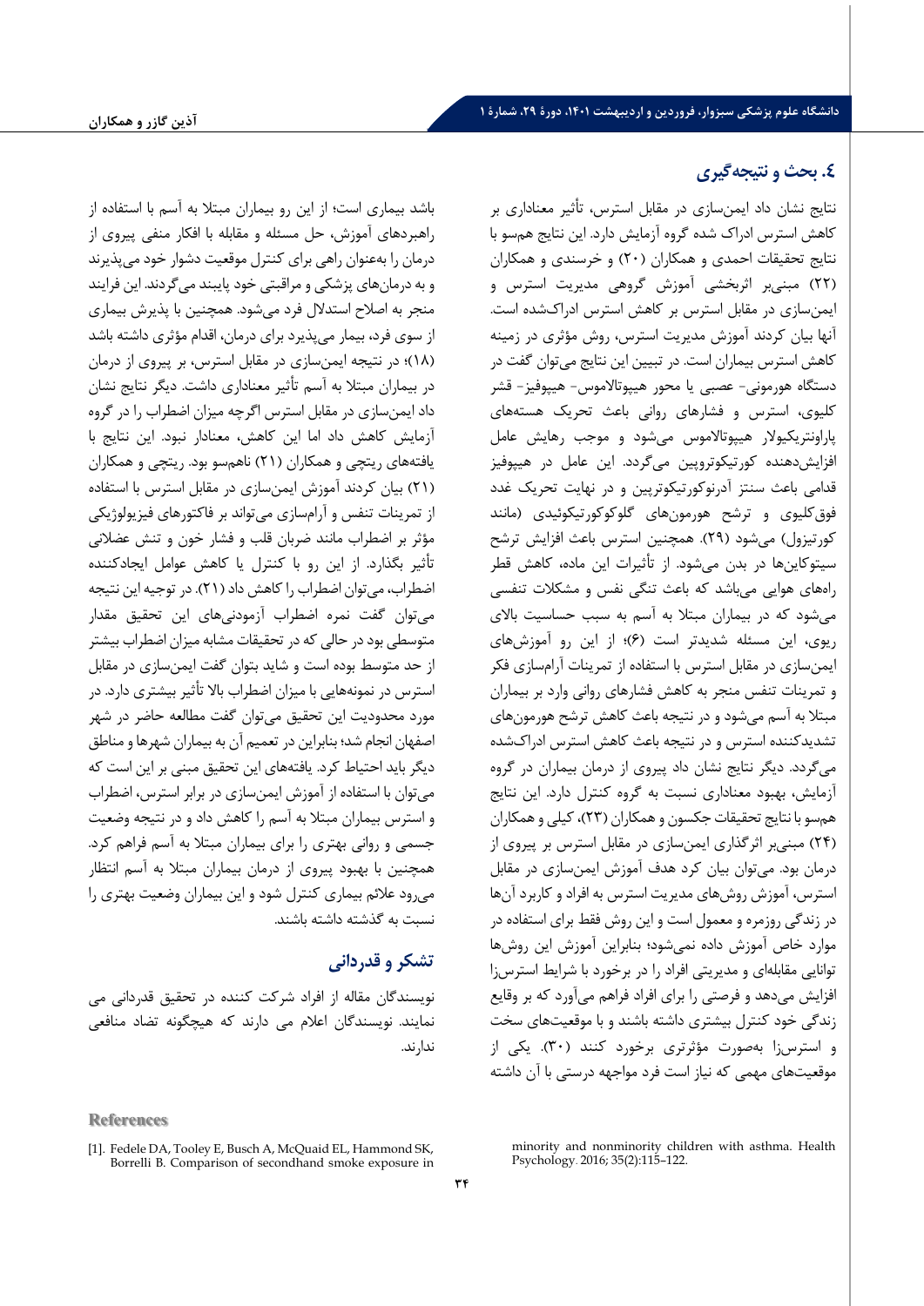## ۴. بحث و نتیجه‌گیری

نتایج نشان داد ایمن‌سازی در مقابل استرس، تأثیر معناداری بر کاهش استرس ادراک شده گروه آزمایش دارد. این نتایج هم‌سو با نتایج تحقیقات احمدی و همکاران (۲۰) و خرسندی و همکاران (۲۲) مبنی‌بر اثربخشی آموزش گروهی مدیریت استرس و ایمن‌سازی در مقابل استرس بر کاهش استرس ادراک‌شده است. آنها بیان کردند آموزش مدیریت استرس، روش مؤثری در زمینه کاهش استرس بیماران است. در تبیین این نتایج می‌توان گفت در دستگاه هورمونی- عصبی یا محور هیپوتالاموس- هیپوفیز- قشر کلیوی، استرس و فشارهای روانی باعث تحریک هسته‌های پاراونتریکیولار هیپوتالاموس می‌شود و موجب رهایش عامل افزایش‌دهنده کورتیکوتروپین می‌گردد. این عامل در هیپوفیز قدامی باعث سنتز آدرنوکورتیکوتروپین و در نهایت تحریک غدد فوق‌کلیوی و ترشح هورمون‌های گلوکوکورتیکوئیدی (مانند کورتیزول) می‌شود (۲۹). همچنین استرس باعث افزایش ترشح سیتوکاین‌ها در بدن می‌شود. از تأثیرات این ماده، کاهش قطر راه‌های هوایی می‌باشد که باعث تنگی نفس و مشکلات تنفسی می‌شود که در بیماران مبتلا به آسم به سبب حساسیت بالای ریوی، این مسئله شدیدتر است (۶)؛ از این رو آموزش‌های ایمن‌سازی در مقابل استرس با استفاده از تمرینات آرام‌سازی فکر و تمرینات تنفس منجر به کاهش فشارهای روانی وارد بر بیماران مبتلا به آسم می‌شود و در نتیجه باعث کاهش ترشح هورمون‌های تشدیدکننده استرس و در نتیجه باعث کاهش استرس ادراک‌شده می‌گردد. دیگر نتایج نشان داد پیروی از درمان بیماران در گروه آزمایش، بهبود معناداری نسبت به گروه کنترل دارد. این نتایج هم‌سو با نتایج تحقیقات جکسون و همکاران (۲۳)، کیلی و همکاران (۲۴) مبنی‌بر اثرگذاری ایمن‌سازی در مقابل استرس بر پیروی از درمان بود. می‌توان بیان کرد هدف آموزش ایمن‌سازی در مقابل استرس، آموزش روش‌های مدیریت استرس به افراد و کاربرد آن‌ها در زندگی روزمره و معمول است و این روش فقط برای استفاده در موارد خاص آموزش داده نمی‌شود؛ بنابراین آموزش این روش‌ها توانایی مقابله‌ای و مدیریتی افراد را در برخورد با شرایط استرس‌زا افزایش می‌دهد و فرصتی را برای افراد فراهم می‌آورد که بر وقایع زندگی خود کنترل بیشتری داشته باشند و با موقعیت‌های سخت و استرس‌زا به‌صورت مؤثرتری برخورد کنند (۳۰). یکی از موقعیت‌های مهمی که نیاز است فرد مواجهه درستی با آن داشته باشد بیماری است؛ از این رو بیماران مبتلا به آسم با استفاده از راهبردهای آموزش، حل مسئله و مقابله با افکار منفی پیروی از درمان را به‌عنوان راهی برای کنترل موقعیت دشوار خود می‌پذیرند و به درمان‌های پزشکی و مراقبتی خود پایبند می‌گردند. این فرایند منجر به اصلاح استدلال فرد می‌شود. همچنین با پذیرش بیماری از سوی فرد، بیمار می‌پذیرد برای درمان، اقدام مؤثری داشته باشد (۱۸)؛ در نتیجه ایمن‌سازی در مقابل استرس، بر پیروی از درمان در بیماران مبتلا به آسم تأثیر معناداری داشت. دیگر نتایج نشان داد ایمن‌سازی در مقابل استرس اگرچه میزان اضطراب را در گروه آزمایش کاهش داد اما این کاهش، معنادار نبود. این نتایج با یافته‌های ریتچی و همکاران (۲۱) ناهم‌سو بود. ریتچی و همکاران (۲۱) بیان کردند آموزش ایمن‌سازی در مقابل استرس با استفاده از تمرینات تنفس و آرام‌سازی می‌تواند بر فاکتورهای فیزیولوژیکی مؤثر بر اضطراب مانند ضربان قلب و فشار خون و تنش عضلانی تأثیر بگذارد. از این رو با کنترل یا کاهش عوامل ایجادکننده اضطراب، می‌توان اضطراب را کاهش داد (۲۱). در توجیه این نتیجه می‌توان گفت نمره اضطراب آزمودنی‌های این تحقیق مقدار متوسطی بود در حالی که در تحقیقات مشابه میزان اضطراب بیشتر از حد متوسط بوده است و شاید بتوان گفت ایمن‌سازی در مقابل استرس در نمونه‌هایی با میزان اضطراب بالا تأثیر بیشتری دارد. در مورد محدودیت این تحقیق می‌توان گفت مطالعه حاضر در شهر اصفهان انجام شد؛ بنابراین در تعمیم آن به بیماران شهرها و مناطق دیگر باید احتیاط کرد. یافته‌های این تحقیق مبنی بر این است که می‌توان با استفاده از آموزش ایمن‌سازی در برابر استرس، اضطراب و استرس بیماران مبتلا به آسم را کاهش داد و در نتیجه وضعیت جسمی و روانی بهتری را برای بیماران مبتلا به آسم فراهم کرد. همچنین با بهبود پیروی از درمان بیماران مبتلا به آسم انتظار می‌رود علائم بیماری کنترل شود و این بیماران وضعیت بهتری را نسبت به گذشته داشته باشند.

## تشکر و قدردانی

نویسندگان مقاله از افراد شرکت کننده در تحقیق قدردانی می نمایند. نویسندگان اعلام می دارند که هیچگونه تضاد منافعی ندارند.

## References

[1]. Fedele DA, Tooley E, Busch A, McQuaid EL, Hammond SK, Borrelli B. Comparison of secondhand smoke exposure in minority and nonminority children with asthma. Health Psychology. 2016; 35(2):115–122.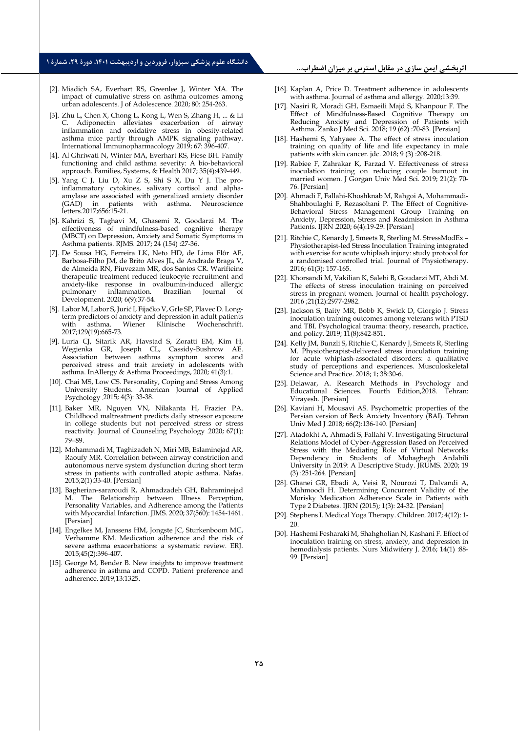[2]. Miadich SA, Everhart RS, Greenlee J, Winter MA. The impact of cumulative stress on asthma outcomes among urban adolescents. J of Adolescence. 2020; 80: 254-263.

[3]. Zhu L, Chen X, Chong L, Kong L, Wen S, Zhang H, ... & Li C. Adiponectin alleviates exacerbation of airway inflammation and oxidative stress in obesity-related asthma mice partly through AMPK signaling pathway. International Immunopharmacology 2019; 67: 396-407.

[4]. Al Ghriwati N, Winter MA, Everhart RS, Fiese BH. Family functioning and child asthma severity: A bio-behavioral approach. Families, Systems, & Health 2017; 35(4):439-449.

[5]. Yang C J, Liu D, Xu Z S, Shi S X, Du Y J. The pro-inflammatory cytokines, salivary cortisol and alpha-amylase are associated with generalized anxiety disorder (GAD) in patients with asthma. Neuroscience letters.2017;656:15-21.

[6]. Kahrizi S, Taghavi M, Ghasemi R, Goodarzi M. The effectiveness of mindfulness-based cognitive therapy (MBCT) on Depression, Anxiety and Somatic Symptoms in Asthma patients. RJMS. 2017; 24 (154) :27-36.

[7]. De Sousa HG, Ferreira LK, Neto HD, de Lima Flôr AF, Barbosa-Filho JM, de Brito Alves JL, de Andrade Braga V, de Almeida RN, Piuvezam MR, dos Santos CR. Warifteine therapeutic treatment reduced leukocyte recruitment and anxiety-like response in ovalbumin-induced allergic pulmonary inflammation. Brazilian Journal of Development. 2020; 6(9):37-54.

[8]. Labor M, Labor S, Jurić I, Fijačko V, Grle SP, Plavec D. Long-term predictors of anxiety and depression in adult patients with asthma. Wiener Klinische Wochenschrift. 2017;129(19):665-73.

[9]. Luria CJ, Sitarik AR, Havstad S, Zoratti EM, Kim H, Wegienka GR, Joseph CL, Cassidy-Bushrow AE. Association between asthma symptom scores and perceived stress and trait anxiety in adolescents with asthma. InAllergy & Asthma Proceedings, 2020; 41(3):1.

[10]. Chai MS, Low CS. Personality, Coping and Stress Among University Students. American Journal of Applied Psychology 2015; 4(3): 33-38.

[11]. Baker MR, Nguyen VN, Nilakanta H, Frazier PA. Childhood maltreatment predicts daily stressor exposure in college students but not perceived stress or stress reactivity. Journal of Counseling Psychology 2020; 67(1): 79–89.

[12]. Mohammadi M, Taghizadeh N, Miri MB, Eslaminejad AR, Raoufy MR. Correlation between airway constriction and autonomous nerve system dysfunction during short term stress in patients with controlled atopic asthma. Nafas. 2015;2(1):33-40. [Persian]

[13]. Bagherian-sararoudi R, Ahmadzadeh GH, Bahraminejad M. The Relationship between Illness Perception, Personality Variables, and Adherence among the Patients with Myocardial Infarction. JIMS. 2020; 37(560): 1454-1461. [Persian]

[14]. Engelkes M, Janssens HM, Jongste JC, Sturkenboom MC, Verhamme KM. Medication adherence and the risk of severe asthma exacerbations: a systematic review. ERJ. 2015;45(2):396-407.

[15]. George M, Bender B. New insights to improve treatment adherence in asthma and COPD. Patient preference and adherence. 2019;13:1325.

[16]. Kaplan A, Price D. Treatment adherence in adolescents with asthma. Journal of asthma and allergy. 2020;13:39.

[17]. Nasiri R, Moradi GH, Esmaeili Majd S, Khanpour F. The Effect of Mindfulness-Based Cognitive Therapy on Reducing Anxiety and Depression of Patients with Asthma. Zanko J Med Sci. 2018; 19 (62) :70-83. [Persian]

[18]. Hashemi S, Yahyaee A. The effect of stress inoculation training on quality of life and life expectancy in male patients with skin cancer. jdc. 2018; 9 (3) :208-218.

[19]. Rabiee F, Zahrakar K, Farzad V. Effectiveness of stress inoculation training on reducing couple burnout in married women. J Gorgan Univ Med Sci. 2019; 21(2): 70-76. [Persian]

[20]. Ahmadi F, Fallahi-Khoshknab M, Rahgoi A, Mohammadi-Shahboulaghi F, Rezasoltani P. The Effect of Cognitive-Behavioral Stress Management Group Training on Anxiety, Depression, Stress and Readmission in Asthma Patients. IJRN 2020; 6(4):19-29. [Persian]

[21]. Ritchie C, Kenardy J, Smeets R, Sterling M. StressModEx – Physiotherapist-led Stress Inoculation Training integrated with exercise for acute whiplash injury: study protocol for a randomised controlled trial. Journal of Physiotherapy. 2016; 61(3): 157-165.

[22]. Khorsandi M, Vakilian K, Salehi B, Goudarzi MT, Abdi M. The effects of stress inoculation training on perceived stress in pregnant women. Journal of health psychology. 2016 ;21(12):2977-2982.

[23]. Jackson S, Baity MR, Bobb K, Swick D, Giorgio J. Stress inoculation training outcomes among veterans with PTSD and TBI. Psychological trauma: theory, research, practice, and policy. 2019; 11(8):842-851.

[24]. Kelly JM, Bunzli S, Ritchie C, Kenardy J, Smeets R, Sterling M. Physiotherapist-delivered stress inoculation training for acute whiplash-associated disorders: a qualitative study of perceptions and experiences. Musculoskeletal Science and Practice. 2018; 1; 38:30-6.

[25]. Delawar, A. Research Methods in Psychology and Educational Sciences. Fourth Edition,2018. Tehran: Virayesh. [Persian]

[26]. Kaviani H, Mousavi AS. Psychometric properties of the Persian version of Beck Anxiety Inventory (BAI). Tehran Univ Med J 2018; 66(2):136-140. [Persian]

[27]. Atadokht A, Ahmadi S, Fallahi V. Investigating Structural Relations Model of Cyber-Aggression Based on Perceived Stress with the Mediating Role of Virtual Networks Dependency in Students of Mohaghegh Ardabili University in 2019: A Descriptive Study. JRUMS. 2020; 19 (3) :251-264. [Persian]

[28]. Ghanei GR, Ebadi A, Veisi R, Nourozi T, Dalvandi A, Mahmoodi H. Determining Concurrent Validity of the Morisky Medication Adherence Scale in Patients with Type 2 Diabetes. IJRN (2015); 1(3): 24-32. [Persian]

[29]. Stephens I. Medical Yoga Therapy. Children. 2017; 4(12): 1-20.

[30]. Hashemi Fesharaki M, Shahgholian N, Kashani F. Effect of inoculation training on stress, anxiety, and depression in hemodialysis patients. Nurs Midwifery J. 2016; 14(1) :88-99. [Persian]